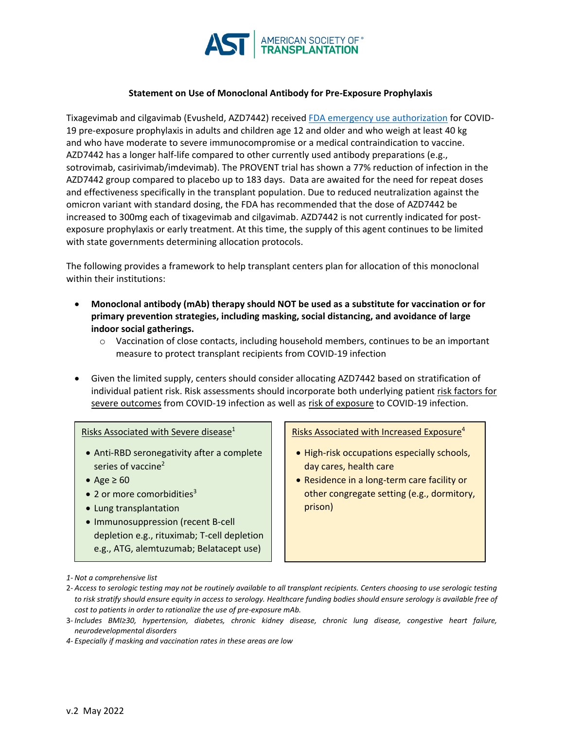**AST | AMERICAN SOCIETY OF TRANSPLANTATION**

## Statement on Use of Monoclonal Antibody for Pre-Exposure Prophylaxis

Tixagevimab and cilgavimab (Evusheld, AZD7442) received FDA emergency use authorization for COVID-19 pre-exposure prophylaxis in adults and children age 12 and older and who weigh at least 40 kg and who have moderate to severe immunocompromise or a medical contraindication to vaccine. AZD7442 has a longer half-life compared to other currently used antibody preparations (e.g., sotrovimab, casirivimab/imdevimab). The PROVENT trial has shown a 77% reduction of infection in the AZD7442 group compared to placebo up to 183 days. Data are awaited for the need for repeat doses and effectiveness specifically in the transplant population. Due to reduced neutralization against the omicron variant with standard dosing, the FDA has recommended that the dose of AZD7442 be increased to 300mg each of tixagevimab and cilgavimab. AZD7442 is not currently indicated for post-exposure prophylaxis or early treatment. At this time, the supply of this agent continues to be limited with state governments determining allocation protocols.

The following provides a framework to help transplant centers plan for allocation of this monoclonal within their institutions:

- **Monoclonal antibody (mAb) therapy should NOT be used as a substitute for vaccination or for primary prevention strategies, including masking, social distancing, and avoidance of large indoor social gatherings.**
    - Vaccination of close contacts, including household members, continues to be an important measure to protect transplant recipients from COVID-19 infection
- Given the limited supply, centers should consider allocating AZD7442 based on stratification of individual patient risk. Risk assessments should incorporate both underlying patient risk factors for severe outcomes from COVID-19 infection as well as risk of exposure to COVID-19 infection.

| Risks Associated with Severe disease[1] | Risks Associated with Increased Exposure[4] |
| --- | --- |
| • Anti-RBD seronegativity after a complete series of vaccine[2]<br>• Age ≥ 60<br>• 2 or more comorbidities[3]<br>• Lung transplantation<br>• Immunosuppression (recent B-cell depletion e.g., rituximab; T-cell depletion e.g., ATG, alemtuzumab; Belatacept use) | • High-risk occupations especially schools, day cares, health care<br>• Residence in a long-term care facility or other congregate setting (e.g., dormitory, prison) |

1- *Not a comprehensive list*

2- *Access to serologic testing may not be routinely available to all transplant recipients. Centers choosing to use serologic testing to risk stratify should ensure equity in access to serology. Healthcare funding bodies should ensure serology is available free of cost to patients in order to rationalize the use of pre-exposure mAb.*

3- *Includes BMI≥30, hypertension, diabetes, chronic kidney disease, chronic lung disease, congestive heart failure, neurodevelopmental disorders*

4- *Especially if masking and vaccination rates in these areas are low*

v.2 May 2022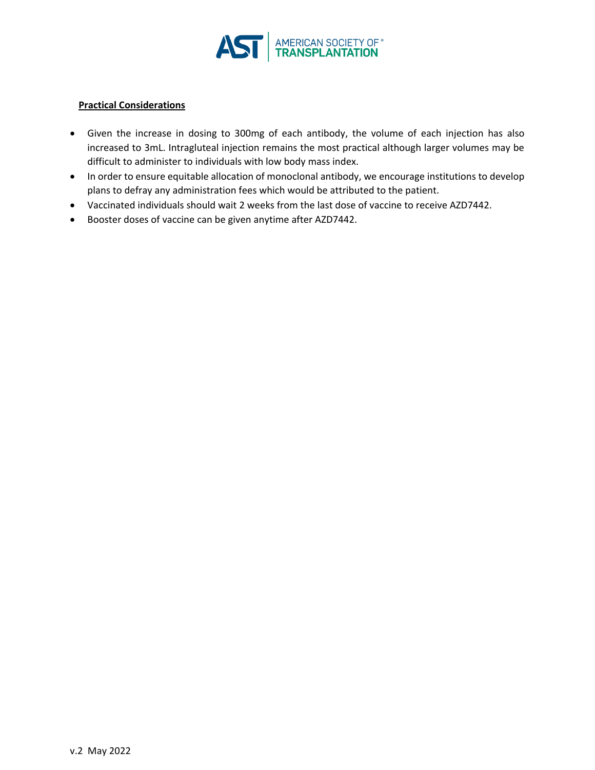**Practical Considerations**

- Given the increase in dosing to 300mg of each antibody, the volume of each injection has also increased to 3mL. Intragluteal injection remains the most practical although larger volumes may be difficult to administer to individuals with low body mass index.
- In order to ensure equitable allocation of monoclonal antibody, we encourage institutions to develop plans to defray any administration fees which would be attributed to the patient.
- Vaccinated individuals should wait 2 weeks from the last dose of vaccine to receive AZD7442.
- Booster doses of vaccine can be given anytime after AZD7442.